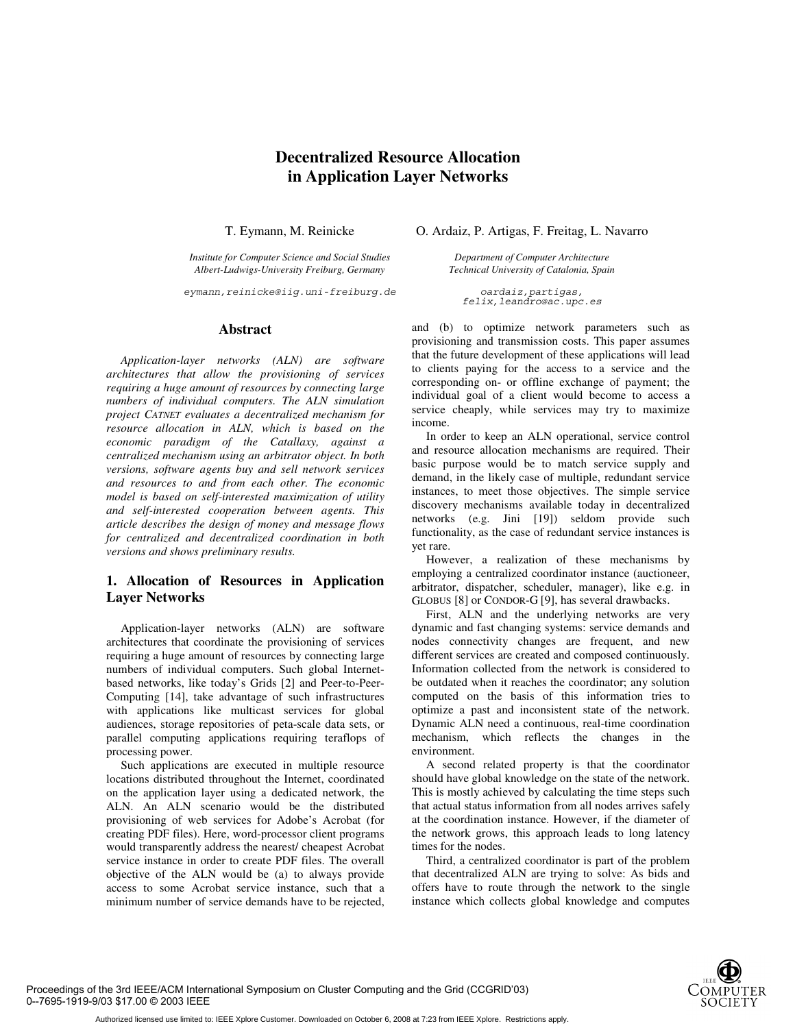# Decentralized Resource Allocation in Application Layer Networks

T. Eymann, M. Reinicke

*Institute for Computer Science and Social Studies*
*Albert-Ludwigs-University Freiburg, Germany*

eymann,reinicke@iig.uni-freiburg.de

O. Ardaiz, P. Artigas, F. Freitag, L. Navarro

*Department of Computer Architecture*
*Technical University of Catalonia, Spain*

oardaiz,partigas, felix,leandro@ac.upc.es

## Abstract

*Application-layer networks (ALN) are software architectures that allow the provisioning of services requiring a huge amount of resources by connecting large numbers of individual computers. The ALN simulation project CATNET evaluates a decentralized mechanism for resource allocation in ALN, which is based on the economic paradigm of the Catallaxy, against a centralized mechanism using an arbitrator object. In both versions, software agents buy and sell network services and resources to and from each other. The economic model is based on self-interested maximization of utility and self-interested cooperation between agents. This article describes the design of money and message flows for centralized and decentralized coordination in both versions and shows preliminary results.*

## 1. Allocation of Resources in Application Layer Networks

Application-layer networks (ALN) are software architectures that coordinate the provisioning of services requiring a huge amount of resources by connecting large numbers of individual computers. Such global Internet-based networks, like today's Grids [2] and Peer-to-Peer-Computing [14], take advantage of such infrastructures with applications like multicast services for global audiences, storage repositories of peta-scale data sets, or parallel computing applications requiring teraflops of processing power.

Such applications are executed in multiple resource locations distributed throughout the Internet, coordinated on the application layer using a dedicated network, the ALN. An ALN scenario would be the distributed provisioning of web services for Adobe's Acrobat (for creating PDF files). Here, word-processor client programs would transparently address the nearest/ cheapest Acrobat service instance in order to create PDF files. The overall objective of the ALN would be (a) to always provide access to some Acrobat service instance, such that a minimum number of service demands have to be rejected, and (b) to optimize network parameters such as provisioning and transmission costs. This paper assumes that the future development of these applications will lead to clients paying for the access to a service and the corresponding on- or offline exchange of payment; the individual goal of a client would become to access a service cheaply, while services may try to maximize income.

In order to keep an ALN operational, service control and resource allocation mechanisms are required. Their basic purpose would be to match service supply and demand, in the likely case of multiple, redundant service instances, to meet those objectives. The simple service discovery mechanisms available today in decentralized networks (e.g. Jini [19]) seldom provide such functionality, as the case of redundant service instances is yet rare.

However, a realization of these mechanisms by employing a centralized coordinator instance (auctioneer, arbitrator, dispatcher, scheduler, manager), like e.g. in GLOBUS [8] or CONDOR-G [9], has several drawbacks.

First, ALN and the underlying networks are very dynamic and fast changing systems: service demands and nodes connectivity changes are frequent, and new different services are created and composed continuously. Information collected from the network is considered to be outdated when it reaches the coordinator; any solution computed on the basis of this information tries to optimize a past and inconsistent state of the network. Dynamic ALN need a continuous, real-time coordination mechanism, which reflects the changes in the environment.

A second related property is that the coordinator should have global knowledge on the state of the network. This is mostly achieved by calculating the time steps such that actual status information from all nodes arrives safely at the coordination instance. However, if the diameter of the network grows, this approach leads to long latency times for the nodes.

Third, a centralized coordinator is part of the problem that decentralized ALN are trying to solve: As bids and offers have to route through the network to the single instance which collects global knowledge and computes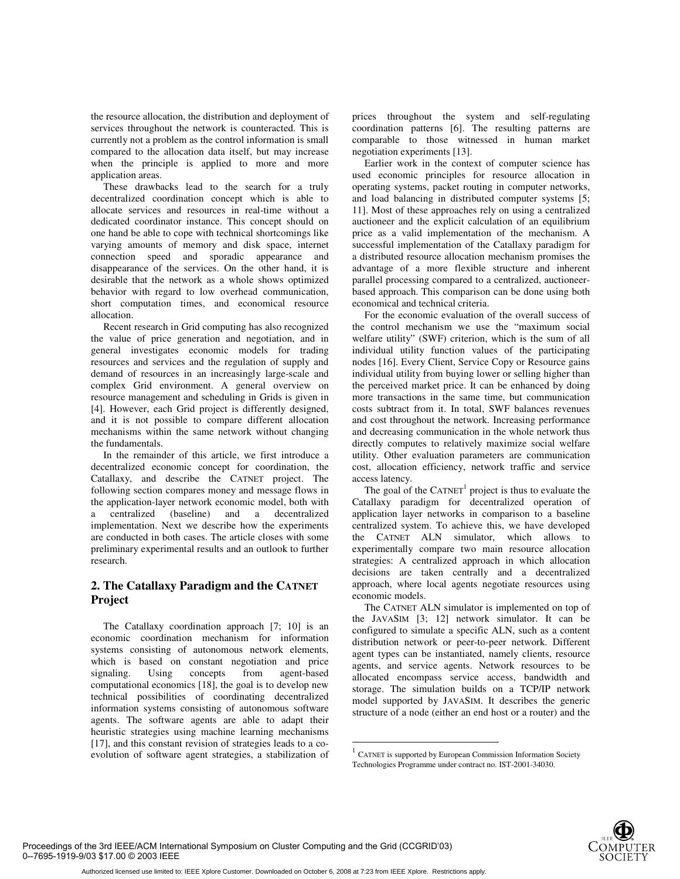the resource allocation, the distribution and deployment of services throughout the network is counteracted. This is currently not a problem as the control information is small compared to the allocation data itself, but may increase when the principle is applied to more and more application areas.

These drawbacks lead to the search for a truly decentralized coordination concept which is able to allocate services and resources in real-time without a dedicated coordinator instance. This concept should on one hand be able to cope with technical shortcomings like varying amounts of memory and disk space, internet connection speed and sporadic appearance and disappearance of the services. On the other hand, it is desirable that the network as a whole shows optimized behavior with regard to low overhead communication, short computation times, and economical resource allocation.

Recent research in Grid computing has also recognized the value of price generation and negotiation, and in general investigates economic models for trading resources and services and the regulation of supply and demand of resources in an increasingly large-scale and complex Grid environment. A general overview on resource management and scheduling in Grids is given in [4]. However, each Grid project is differently designed, and it is not possible to compare different allocation mechanisms within the same network without changing the fundamentals.

In the remainder of this article, we first introduce a decentralized economic concept for coordination, the Catallaxy, and describe the CATNET project. The following section compares money and message flows in the application-layer network economic model, both with a centralized (baseline) and a decentralized implementation. Next we describe how the experiments are conducted in both cases. The article closes with some preliminary experimental results and an outlook to further research.

## 2. The Catallaxy Paradigm and the CATNET Project

The Catallaxy coordination approach [7; 10] is an economic coordination mechanism for information systems consisting of autonomous network elements, which is based on constant negotiation and price signaling. Using concepts from agent-based computational economics [18], the goal is to develop new technical possibilities of coordinating decentralized information systems consisting of autonomous software agents. The software agents are able to adapt their heuristic strategies using machine learning mechanisms [17], and this constant revision of strategies leads to a co-evolution of software agent strategies, a stabilization of prices throughout the system and self-regulating coordination patterns [6]. The resulting patterns are comparable to those witnessed in human market negotiation experiments [13].

Earlier work in the context of computer science has used economic principles for resource allocation in operating systems, packet routing in computer networks, and load balancing in distributed computer systems [5; 11]. Most of these approaches rely on using a centralized auctioneer and the explicit calculation of an equilibrium price as a valid implementation of the mechanism. A successful implementation of the Catallaxy paradigm for a distributed resource allocation mechanism promises the advantage of a more flexible structure and inherent parallel processing compared to a centralized, auctioneer-based approach. This comparison can be done using both economical and technical criteria.

For the economic evaluation of the overall success of the control mechanism we use the "maximum social welfare utility" (SWF) criterion, which is the sum of all individual utility function values of the participating nodes [16]. Every Client, Service Copy or Resource gains individual utility from buying lower or selling higher than the perceived market price. It can be enhanced by doing more transactions in the same time, but communication costs subtract from it. In total, SWF balances revenues and cost throughout the network. Increasing performance and decreasing communication in the whole network thus directly computes to relatively maximize social welfare utility. Other evaluation parameters are communication cost, allocation efficiency, network traffic and service access latency.

The goal of the CATNET[1] project is thus to evaluate the Catallaxy paradigm for decentralized operation of application layer networks in comparison to a baseline centralized system. To achieve this, we have developed the CATNET ALN simulator, which allows to experimentally compare two main resource allocation strategies: A centralized approach in which allocation decisions are taken centrally and a decentralized approach, where local agents negotiate resources using economic models.

The CATNET ALN simulator is implemented on top of the JAVASIM [3; 12] network simulator. It can be configured to simulate a specific ALN, such as a content distribution network or peer-to-peer network. Different agent types can be instantiated, namely clients, resource agents, and service agents. Network resources to be allocated encompass service access, bandwidth and storage. The simulation builds on a TCP/IP network model supported by JAVASIM. It describes the generic structure of a node (either an end host or a router) and the

[1] CATNET is supported by European Commission Information Society Technologies Programme under contract no. IST-2001-34030.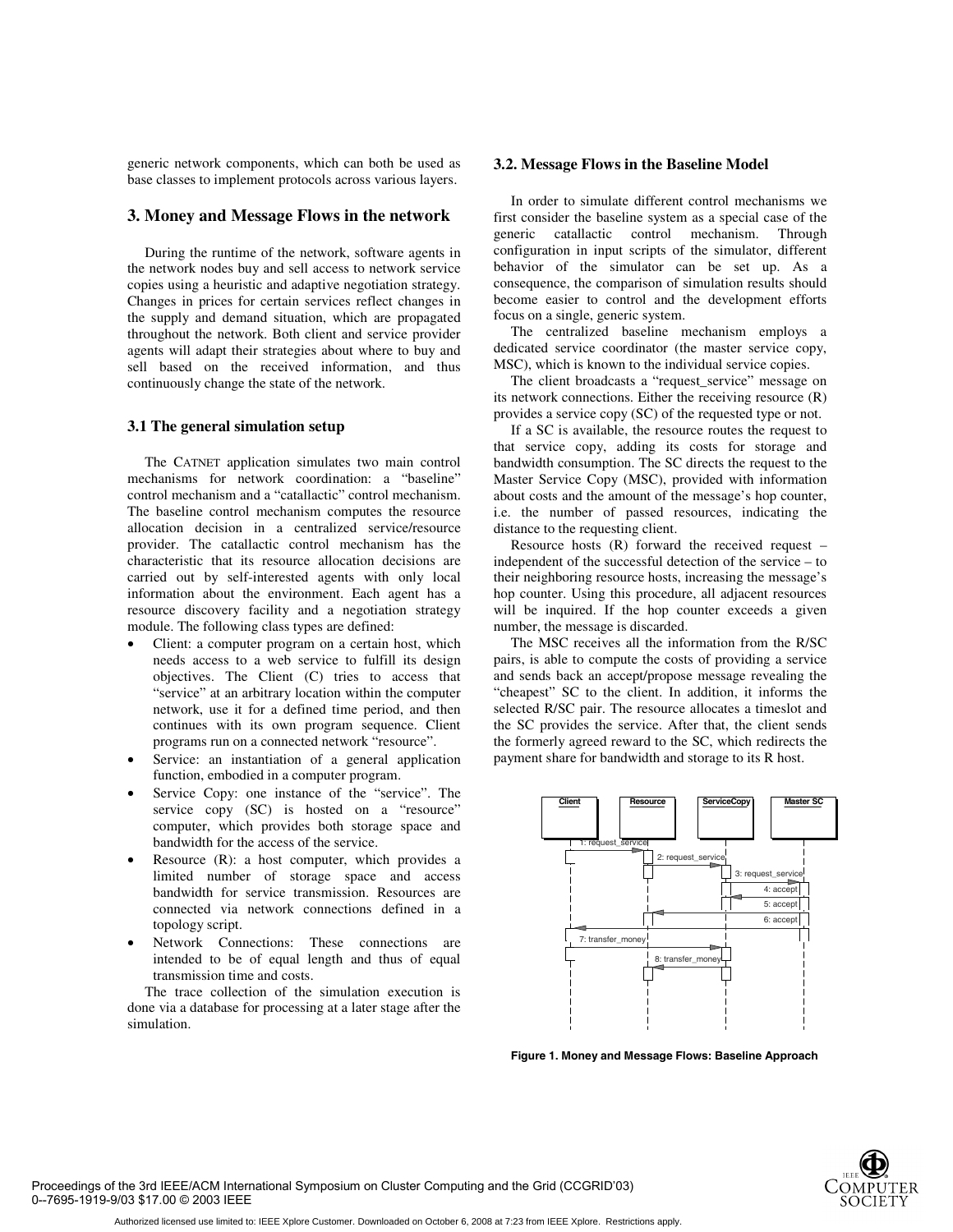generic network components, which can both be used as base classes to implement protocols across various layers.

## 3. Money and Message Flows in the network

During the runtime of the network, software agents in the network nodes buy and sell access to network service copies using a heuristic and adaptive negotiation strategy. Changes in prices for certain services reflect changes in the supply and demand situation, which are propagated throughout the network. Both client and service provider agents will adapt their strategies about where to buy and sell based on the received information, and thus continuously change the state of the network.

### 3.1 The general simulation setup

The CATNET application simulates two main control mechanisms for network coordination: a "baseline" control mechanism and a "catallactic" control mechanism. The baseline control mechanism computes the resource allocation decision in a centralized service/resource provider. The catallactic control mechanism has the characteristic that its resource allocation decisions are carried out by self-interested agents with only local information about the environment. Each agent has a resource discovery facility and a negotiation strategy module. The following class types are defined:

- Client: a computer program on a certain host, which needs access to a web service to fulfill its design objectives. The Client (C) tries to access that "service" at an arbitrary location within the computer network, use it for a defined time period, and then continues with its own program sequence. Client programs run on a connected network "resource".
- Service: an instantiation of a general application function, embodied in a computer program.
- Service Copy: one instance of the "service". The service copy (SC) is hosted on a "resource" computer, which provides both storage space and bandwidth for the access of the service.
- Resource (R): a host computer, which provides a limited number of storage space and access bandwidth for service transmission. Resources are connected via network connections defined in a topology script.
- Network Connections: These connections are intended to be of equal length and thus of equal transmission time and costs.

The trace collection of the simulation execution is done via a database for processing at a later stage after the simulation.

### 3.2. Message Flows in the Baseline Model

In order to simulate different control mechanisms we first consider the baseline system as a special case of the generic catallactic control mechanism. Through configuration in input scripts of the simulator, different behavior of the simulator can be set up. As a consequence, the comparison of simulation results should become easier to control and the development efforts focus on a single, generic system.

The centralized baseline mechanism employs a dedicated service coordinator (the master service copy, MSC), which is known to the individual service copies.

The client broadcasts a "request_service" message on its network connections. Either the receiving resource (R) provides a service copy (SC) of the requested type or not.

If a SC is available, the resource routes the request to that service copy, adding its costs for storage and bandwidth consumption. The SC directs the request to the Master Service Copy (MSC), provided with information about costs and the amount of the message's hop counter, i.e. the number of passed resources, indicating the distance to the requesting client.

Resource hosts (R) forward the received request – independent of the successful detection of the service – to their neighboring resource hosts, increasing the message's hop counter. Using this procedure, all adjacent resources will be inquired. If the hop counter exceeds a given number, the message is discarded.

The MSC receives all the information from the R/SC pairs, is able to compute the costs of providing a service and sends back an accept/propose message revealing the "cheapest" SC to the client. In addition, it informs the selected R/SC pair. The resource allocates a timeslot and the SC provides the service. After that, the client sends the formerly agreed reward to the SC, which redirects the payment share for bandwidth and storage to its R host.

Client
Resource
ServiceCopy
Master SC
1: request_service
2: request_service
3: request_service
4: accept
5: accept
6: accept
7: transfer_money
8: transfer_money

**Figure 1. Money and Message Flows: Baseline Approach**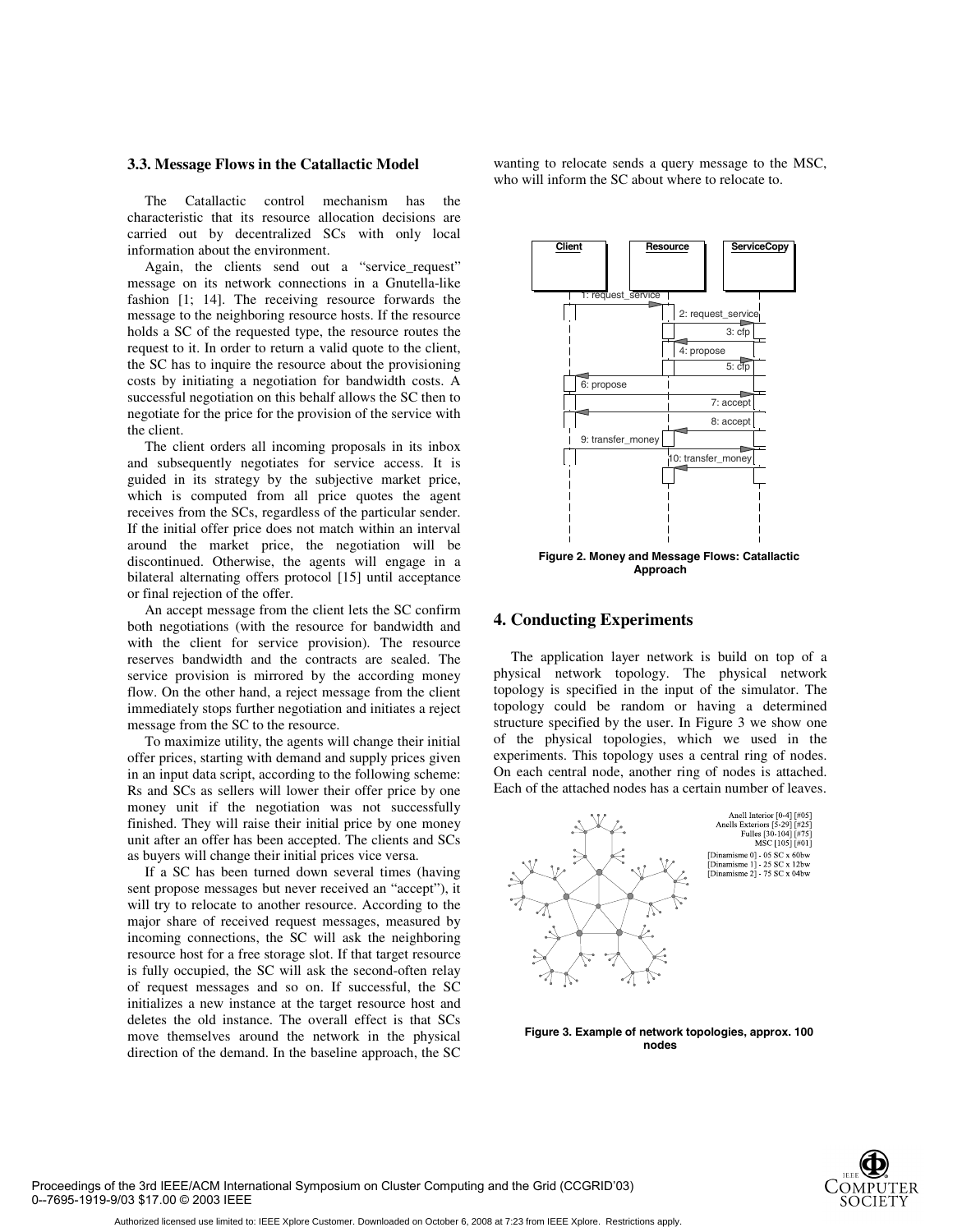### 3.3. Message Flows in the Catallactic Model

The Catallactic control mechanism has the characteristic that its resource allocation decisions are carried out by decentralized SCs with only local information about the environment.

Again, the clients send out a "service_request" message on its network connections in a Gnutella-like fashion [1; 14]. The receiving resource forwards the message to the neighboring resource hosts. If the resource holds a SC of the requested type, the resource routes the request to it. In order to return a valid quote to the client, the SC has to inquire the resource about the provisioning costs by initiating a negotiation for bandwidth costs. A successful negotiation on this behalf allows the SC then to negotiate for the price for the provision of the service with the client.

The client orders all incoming proposals in its inbox and subsequently negotiates for service access. It is guided in its strategy by the subjective market price, which is computed from all price quotes the agent receives from the SCs, regardless of the particular sender. If the initial offer price does not match within an interval around the market price, the negotiation will be discontinued. Otherwise, the agents will engage in a bilateral alternating offers protocol [15] until acceptance or final rejection of the offer.

An accept message from the client lets the SC confirm both negotiations (with the resource for bandwidth and with the client for service provision). The resource reserves bandwidth and the contracts are sealed. The service provision is mirrored by the according money flow. On the other hand, a reject message from the client immediately stops further negotiation and initiates a reject message from the SC to the resource.

To maximize utility, the agents will change their initial offer prices, starting with demand and supply prices given in an input data script, according to the following scheme: Rs and SCs as sellers will lower their offer price by one money unit if the negotiation was not successfully finished. They will raise their initial price by one money unit after an offer has been accepted. The clients and SCs as buyers will change their initial prices vice versa.

If a SC has been turned down several times (having sent propose messages but never received an "accept"), it will try to relocate to another resource. According to the major share of received request messages, measured by incoming connections, the SC will ask the neighboring resource host for a free storage slot. If that target resource is fully occupied, the SC will ask the second-often relay of request messages and so on. If successful, the SC initializes a new instance at the target resource host and deletes the old instance. The overall effect is that SCs move themselves around the network in the physical direction of the demand. In the baseline approach, the SC wanting to relocate sends a query message to the MSC, who will inform the SC about where to relocate to.

Client
Resource
ServiceCopy
1: request_service
2: request_service
3: cfp
4: propose
5: cfp
6: propose
7: accept
8: accept
9: transfer_money
10: transfer_money

**Figure 2. Money and Message Flows: Catallactic Approach**

## 4. Conducting Experiments

The application layer network is build on top of a physical network topology. The physical network topology is specified in the input of the simulator. The topology could be random or having a determined structure specified by the user. In Figure 3 we show one of the physical topologies, which we used in the experiments. This topology uses a central ring of nodes. On each central node, another ring of nodes is attached. Each of the attached nodes has a certain number of leaves.

Anell Interior [0-4] [#05]
Anells Exteriors [5-29] [#25]
Fulles [30-104] [#75]
MSC [105] [#01]
[Dinamisme 0] - 05 SC x 60bw
[Dinamisme 1] - 25 SC x 12bw
[Dinamisme 2] - 75 SC x 04bw

**Figure 3. Example of network topologies, approx. 100 nodes**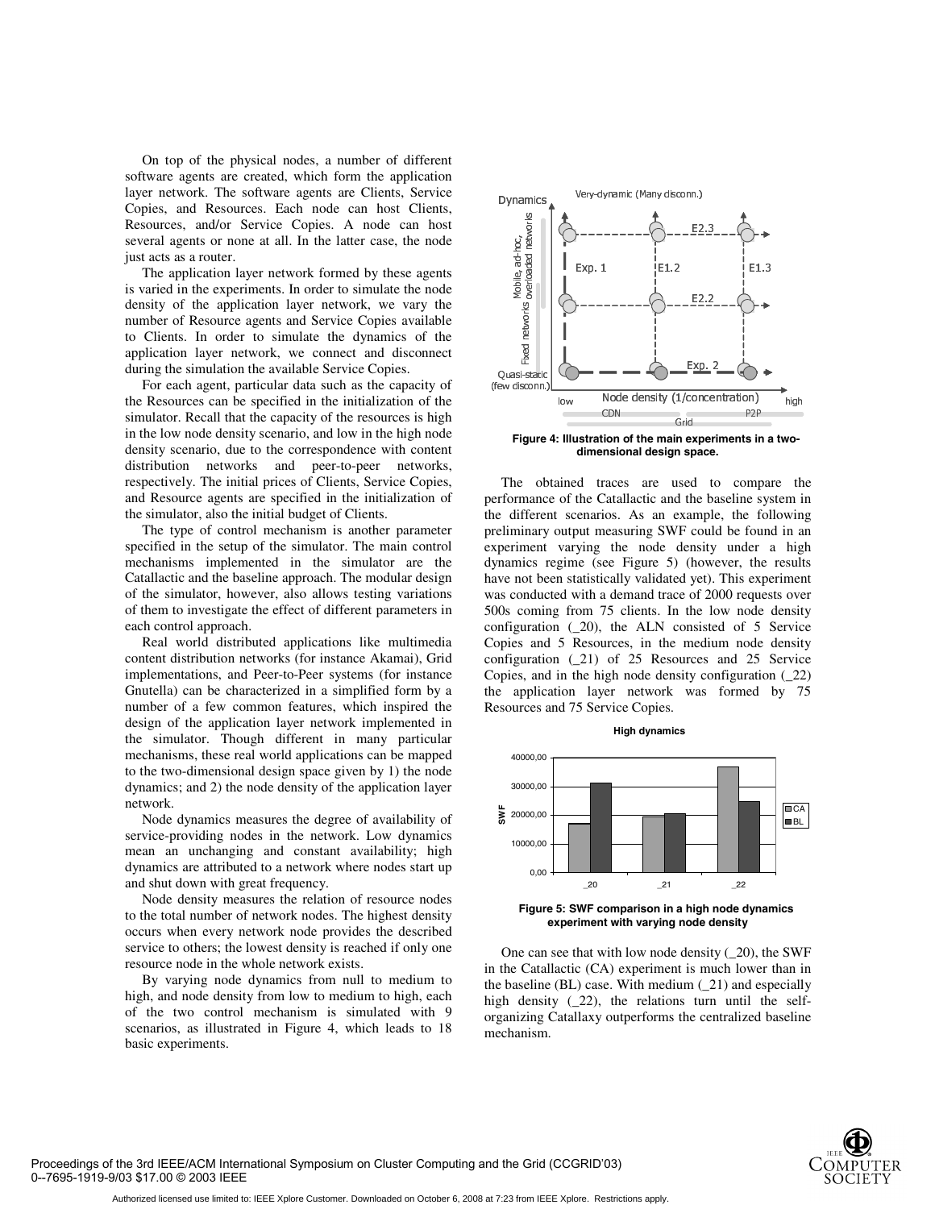On top of the physical nodes, a number of different software agents are created, which form the application layer network. The software agents are Clients, Service Copies, and Resources. Each node can host Clients, Resources, and/or Service Copies. A node can host several agents or none at all. In the latter case, the node just acts as a router.

The application layer network formed by these agents is varied in the experiments. In order to simulate the node density of the application layer network, we vary the number of Resource agents and Service Copies available to Clients. In order to simulate the dynamics of the application layer network, we connect and disconnect during the simulation the available Service Copies.

For each agent, particular data such as the capacity of the Resources can be specified in the initialization of the simulator. Recall that the capacity of the resources is high in the low node density scenario, and low in the high node density scenario, due to the correspondence with content distribution networks and peer-to-peer networks, respectively. The initial prices of Clients, Service Copies, and Resource agents are specified in the initialization of the simulator, also the initial budget of Clients.

The type of control mechanism is another parameter specified in the setup of the simulator. The main control mechanisms implemented in the simulator are the Catallactic and the baseline approach. The modular design of the simulator, however, also allows testing variations of them to investigate the effect of different parameters in each control approach.

Real world distributed applications like multimedia content distribution networks (for instance Akamai), Grid implementations, and Peer-to-Peer systems (for instance Gnutella) can be characterized in a simplified form by a number of a few common features, which inspired the design of the application layer network implemented in the simulator. Though different in many particular mechanisms, these real world applications can be mapped to the two-dimensional design space given by 1) the node dynamics; and 2) the node density of the application layer network.

Node dynamics measures the degree of availability of service-providing nodes in the network. Low dynamics mean an unchanging and constant availability; high dynamics are attributed to a network where nodes start up and shut down with great frequency.

Node density measures the relation of resource nodes to the total number of network nodes. The highest density occurs when every network node provides the described service to others; the lowest density is reached if only one resource node in the whole network exists.

By varying node dynamics from null to medium to high, and node density from low to medium to high, each of the two control mechanism is simulated with 9 scenarios, as illustrated in Figure 4, which leads to 18 basic experiments.

Dynamics
Very-dynamic (Many disconn.)
Mobile, ad-hoc, overloaded networks
Fixed networks
Quasi-static (few disconn.)
Exp. 1
E1.2
E1.3
E2.3
E2.2
Exp. 2
low
Node density (1/concentration)
high
CDN
P2P
Grid

**Figure 4: Illustration of the main experiments in a two-dimensional design space.**

The obtained traces are used to compare the performance of the Catallactic and the baseline system in the different scenarios. As an example, the following preliminary output measuring SWF could be found in an experiment varying the node density under a high dynamics regime (see Figure 5) (however, the results have not been statistically validated yet). This experiment was conducted with a demand trace of 2000 requests over 500s coming from 75 clients. In the low node density configuration (_20), the ALN consisted of 5 Service Copies and 5 Resources, in the medium node density configuration (_21) of 25 Resources and 25 Service Copies, and in the high node density configuration (_22) the application layer network was formed by 75 Resources and 75 Service Copies.

High dynamics
SWF
40000,00
30000,00
20000,00
10000,00
0,00
_20
_21
_22
CA
BL

**Figure 5: SWF comparison in a high node dynamics experiment with varying node density**

One can see that with low node density (_20), the SWF in the Catallactic (CA) experiment is much lower than in the baseline (BL) case. With medium (_21) and especially high density (_22), the relations turn until the self-organizing Catallaxy outperforms the centralized baseline mechanism.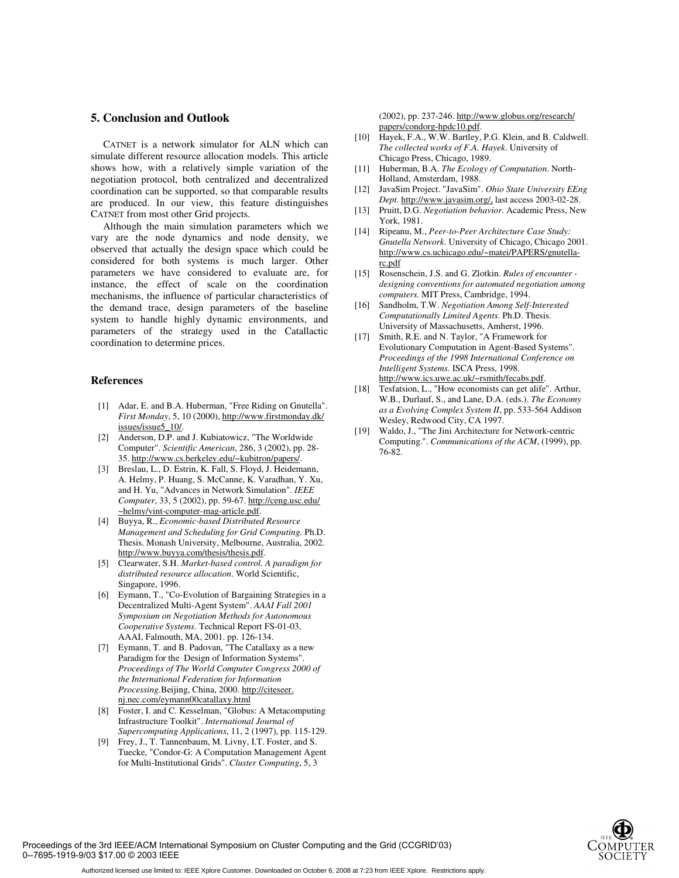## 5. Conclusion and Outlook

CATNET is a network simulator for ALN which can simulate different resource allocation models. This article shows how, with a relatively simple variation of the negotiation protocol, both centralized and decentralized coordination can be supported, so that comparable results are produced. In our view, this feature distinguishes CATNET from most other Grid projects.

Although the main simulation parameters which we vary are the node dynamics and node density, we observed that actually the design space which could be considered for both systems is much larger. Other parameters we have considered to evaluate are, for instance, the effect of scale on the coordination mechanisms, the influence of particular characteristics of the demand trace, design parameters of the baseline system to handle highly dynamic environments, and parameters of the strategy used in the Catallactic coordination to determine prices.

## References

[1] Adar, E. and B.A. Huberman, "Free Riding on Gnutella". *First Monday*, 5, 10 (2000), http://www.firstmonday.dk/issues/issue5_10/.

[2] Anderson, D.P. and J. Kubiatowicz, "The Worldwide Computer". *Scientific American*, 286, 3 (2002), pp. 28-35. http://www.cs.berkeley.edu/~kubitron/papers/.

[3] Breslau, L., D. Estrin, K. Fall, S. Floyd, J. Heidemann, A. Helmy, P. Huang, S. McCanne, K. Varadhan, Y. Xu, and H. Yu, "Advances in Network Simulation". *IEEE Computer*, 33, 5 (2002), pp. 59-67. http://ceng.usc.edu/~helmy/vint-computer-mag-article.pdf.

[4] Buyya, R., *Economic-based Distributed Resource Management and Scheduling for Grid Computing.* Ph.D. Thesis. Monash University, Melbourne, Australia, 2002. http://www.buyya.com/thesis/thesis.pdf.

[5] Clearwater, S.H. *Market-based control. A paradigm for distributed resource allocation*. World Scientific, Singapore, 1996.

[6] Eymann, T., "Co-Evolution of Bargaining Strategies in a Decentralized Multi-Agent System". *AAAI Fall 2001 Symposium on Negotiation Methods for Autonomous Cooperative Systems*. Technical Report FS-01-03, AAAI, Falmouth, MA, 2001. pp. 126-134.

[7] Eymann, T. and B. Padovan, "The Catallaxy as a new Paradigm for the Design of Information Systems". *Proceedings of The World Computer Congress 2000 of the International Federation for Information Processing.*Beijing, China, 2000. http://citeseer.nj.nec.com/eymann00catallaxy.html

[8] Foster, I. and C. Kesselman, "Globus: A Metacomputing Infrastructure Toolkit". *International Journal of Supercomputing Applications*, 11, 2 (1997), pp. 115-129.

[9] Frey, J., T. Tannenbaum, M. Livny, I.T. Foster, and S. Tuecke, "Condor-G: A Computation Management Agent for Multi-Institutional Grids". *Cluster Computing*, 5, 3 (2002), pp. 237-246. http://www.globus.org/research/papers/condorg-hpdc10.pdf.

[10] Hayek, F.A., W.W. Bartley, P.G. Klein, and B. Caldwell. *The collected works of F.A. Hayek*. University of Chicago Press, Chicago, 1989.

[11] Huberman, B.A. *The Ecology of Computation*. North-Holland, Amsterdam, 1988.

[12] JavaSim Project. "JavaSim". *Ohio State University EEng Dept.* http://www.javasim.org/, last access 2003-02-28.

[13] Pruitt, D.G. *Negotiation behavior*. Academic Press, New York, 1981.

[14] Ripeanu, M., *Peer-to-Peer Architecture Case Study: Gnutella Network*. University of Chicago, Chicago 2001. http://www.cs.uchicago.edu/~matei/PAPERS/gnutella-rc.pdf

[15] Rosenschein, J.S. and G. Zlotkin. *Rules of encounter - designing conventions for automated negotiation among computers.* MIT Press, Cambridge, 1994.

[16] Sandholm, T.W. *Negotiation Among Self-Interested Computationally Limited Agents*. Ph.D. Thesis. University of Massachusetts, Amherst, 1996.

[17] Smith, R.E. and N. Taylor, "A Framework for Evolutionary Computation in Agent-Based Systems". *Proceedings of the 1998 International Conference on Intelligent Systems.* ISCA Press, 1998. http://www.ics.uwe.ac.uk/~rsmith/fecabs.pdf.

[18] Tesfatsion, L., "How economists can get alife". Arthur, W.B., Durlauf, S., and Lane, D.A. (eds.). *The Economy as a Evolving Complex System II*, pp. 533-564 Addison Wesley, Redwood City, CA 1997.

[19] Waldo, J., "The Jini Architecture for Network-centric Computing.". *Communications of the ACM*, (1999), pp. 76-82.